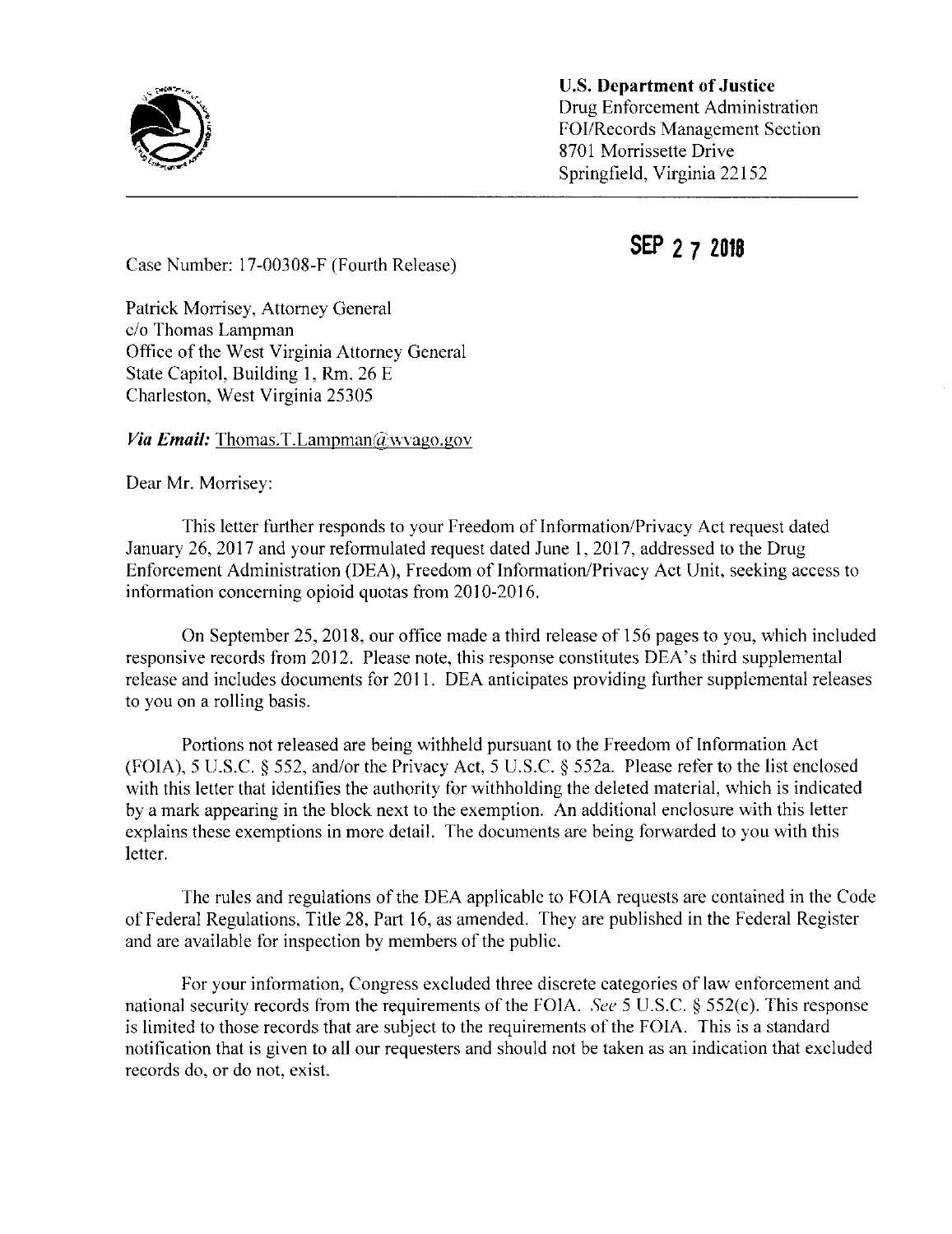**U.S. Department of Justice**
Drug Enforcement Administration
FOI/Records Management Section
8701 Morrissette Drive
Springfield, Virginia 22152

SEP 2 7 2018

Case Number: 17-00308-F (Fourth Release)

Patrick Morrisey, Attorney General
c/o Thomas Lampman
Office of the West Virginia Attorney General
State Capitol, Building 1, Rm. 26 E
Charleston, West Virginia 25305

***Via Email:*** Thomas.T.Lampman@wvago.gov

Dear Mr. Morrisey:

This letter further responds to your Freedom of Information/Privacy Act request dated January 26, 2017 and your reformulated request dated June 1, 2017, addressed to the Drug Enforcement Administration (DEA), Freedom of Information/Privacy Act Unit, seeking access to information concerning opioid quotas from 2010-2016.

On September 25, 2018, our office made a third release of 156 pages to you, which included responsive records from 2012. Please note, this response constitutes DEA's third supplemental release and includes documents for 2011. DEA anticipates providing further supplemental releases to you on a rolling basis.

Portions not released are being withheld pursuant to the Freedom of Information Act (FOIA), 5 U.S.C. § 552, and/or the Privacy Act, 5 U.S.C. § 552a. Please refer to the list enclosed with this letter that identifies the authority for withholding the deleted material, which is indicated by a mark appearing in the block next to the exemption. An additional enclosure with this letter explains these exemptions in more detail. The documents are being forwarded to you with this letter.

The rules and regulations of the DEA applicable to FOIA requests are contained in the Code of Federal Regulations, Title 28, Part 16, as amended. They are published in the Federal Register and are available for inspection by members of the public.

For your information, Congress excluded three discrete categories of law enforcement and national security records from the requirements of the FOIA. *See* 5 U.S.C. § 552(c). This response is limited to those records that are subject to the requirements of the FOIA. This is a standard notification that is given to all our requesters and should not be taken as an indication that excluded records do, or do not, exist.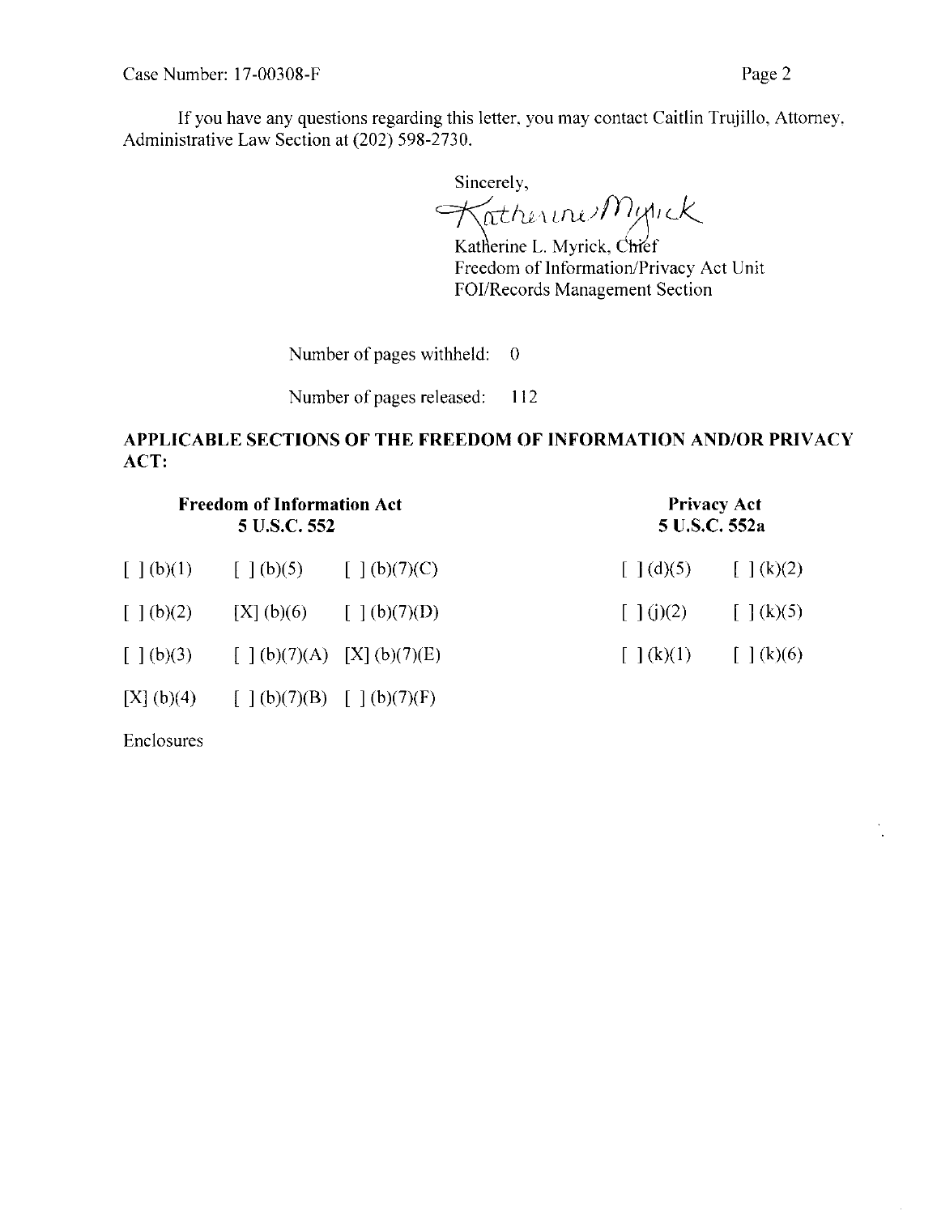If you have any questions regarding this letter, you may contact Caitlin Trujillo, Attorney, Administrative Law Section at (202) 598-2730.

Sincerely,

Katherine L. Myrick, Chief  
Freedom of Information/Privacy Act Unit  
FOI/Records Management Section

Number of pages withheld: 0

Number of pages released: 112

**APPLICABLE SECTIONS OF THE FREEDOM OF INFORMATION AND/OR PRIVACY ACT:**

| **Freedom of Information Act 5 U.S.C. 552** | | | **Privacy Act 5 U.S.C. 552a** | |
|---|---|---|---|---|
| [ ] (b)(1) | [ ] (b)(5) | [ ] (b)(7)(C) | [ ] (d)(5) | [ ] (k)(2) |
| [ ] (b)(2) | [X] (b)(6) | [ ] (b)(7)(D) | [ ] (j)(2) | [ ] (k)(5) |
| [ ] (b)(3) | [ ] (b)(7)(A) | [X] (b)(7)(E) | [ ] (k)(1) | [ ] (k)(6) |
| [X] (b)(4) | [ ] (b)(7)(B) | [ ] (b)(7)(F) | | |

Enclosures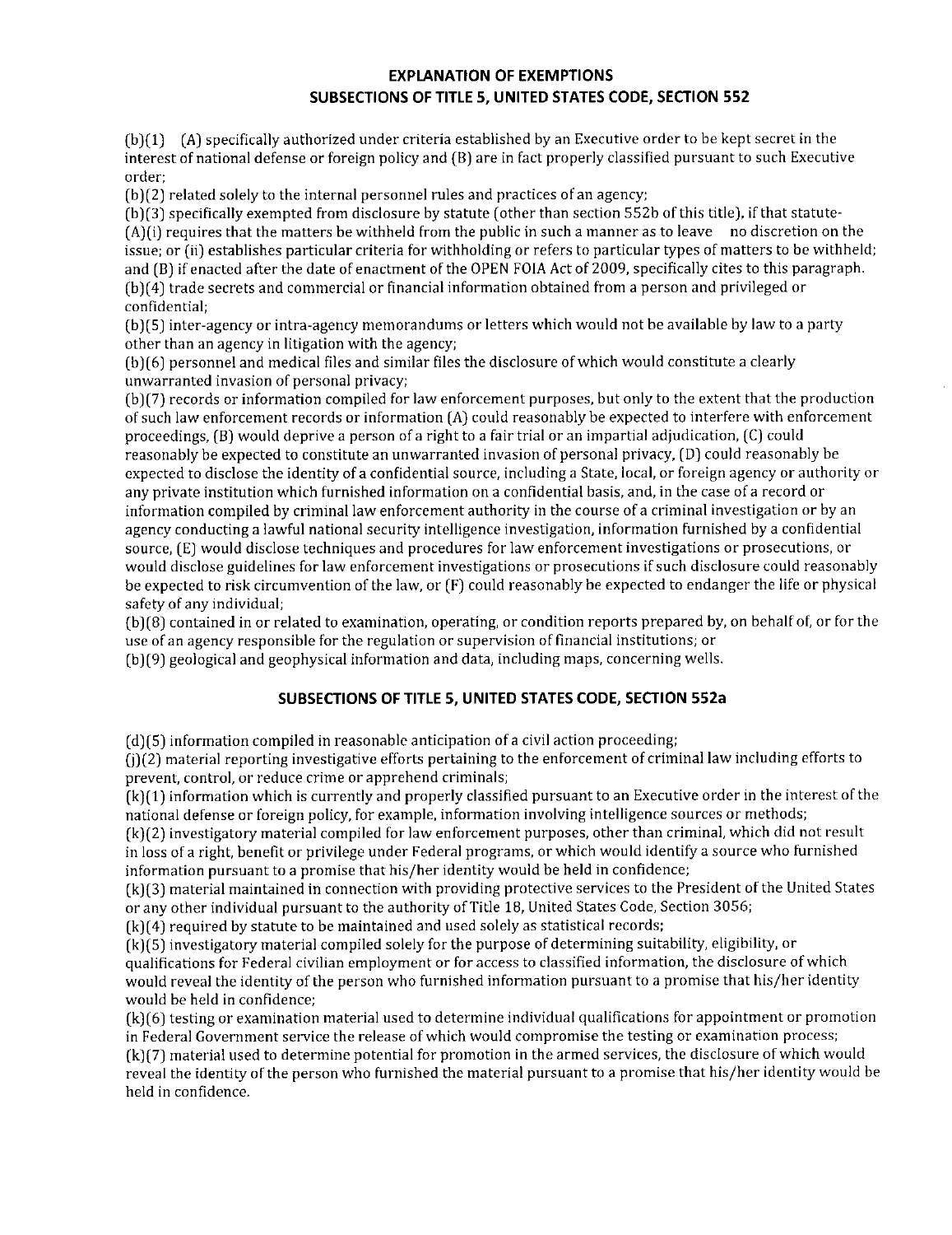## EXPLANATION OF EXEMPTIONS

## SUBSECTIONS OF TITLE 5, UNITED STATES CODE, SECTION 552

(b)(1) (A) specifically authorized under criteria established by an Executive order to be kept secret in the interest of national defense or foreign policy and (B) are in fact properly classified pursuant to such Executive order;

(b)(2) related solely to the internal personnel rules and practices of an agency;

(b)(3) specifically exempted from disclosure by statute (other than section 552b of this title), if that statute- (A)(i) requires that the matters be withheld from the public in such a manner as to leave no discretion on the issue; or (ii) establishes particular criteria for withholding or refers to particular types of matters to be withheld; and (B) if enacted after the date of enactment of the OPEN FOIA Act of 2009, specifically cites to this paragraph.

(b)(4) trade secrets and commercial or financial information obtained from a person and privileged or confidential;

(b)(5) inter-agency or intra-agency memorandums or letters which would not be available by law to a party other than an agency in litigation with the agency;

(b)(6) personnel and medical files and similar files the disclosure of which would constitute a clearly unwarranted invasion of personal privacy;

(b)(7) records or information compiled for law enforcement purposes, but only to the extent that the production of such law enforcement records or information (A) could reasonably be expected to interfere with enforcement proceedings, (B) would deprive a person of a right to a fair trial or an impartial adjudication, (C) could reasonably be expected to constitute an unwarranted invasion of personal privacy, (D) could reasonably be expected to disclose the identity of a confidential source, including a State, local, or foreign agency or authority or any private institution which furnished information on a confidential basis, and, in the case of a record or information compiled by criminal law enforcement authority in the course of a criminal investigation or by an agency conducting a lawful national security intelligence investigation, information furnished by a confidential source, (E) would disclose techniques and procedures for law enforcement investigations or prosecutions, or would disclose guidelines for law enforcement investigations or prosecutions if such disclosure could reasonably be expected to risk circumvention of the law, or (F) could reasonably be expected to endanger the life or physical safety of any individual;

(b)(8) contained in or related to examination, operating, or condition reports prepared by, on behalf of, or for the use of an agency responsible for the regulation or supervision of financial institutions; or

(b)(9) geological and geophysical information and data, including maps, concerning wells.

## SUBSECTIONS OF TITLE 5, UNITED STATES CODE, SECTION 552a

(d)(5) information compiled in reasonable anticipation of a civil action proceeding;

(j)(2) material reporting investigative efforts pertaining to the enforcement of criminal law including efforts to prevent, control, or reduce crime or apprehend criminals;

(k)(1) information which is currently and properly classified pursuant to an Executive order in the interest of the national defense or foreign policy, for example, information involving intelligence sources or methods;

(k)(2) investigatory material compiled for law enforcement purposes, other than criminal, which did not result in loss of a right, benefit or privilege under Federal programs, or which would identify a source who furnished information pursuant to a promise that his/her identity would be held in confidence;

(k)(3) material maintained in connection with providing protective services to the President of the United States or any other individual pursuant to the authority of Title 18, United States Code, Section 3056;

(k)(4) required by statute to be maintained and used solely as statistical records;

(k)(5) investigatory material compiled solely for the purpose of determining suitability, eligibility, or qualifications for Federal civilian employment or for access to classified information, the disclosure of which would reveal the identity of the person who furnished information pursuant to a promise that his/her identity would be held in confidence;

(k)(6) testing or examination material used to determine individual qualifications for appointment or promotion in Federal Government service the release of which would compromise the testing or examination process;

(k)(7) material used to determine potential for promotion in the armed services, the disclosure of which would reveal the identity of the person who furnished the material pursuant to a promise that his/her identity would be held in confidence.